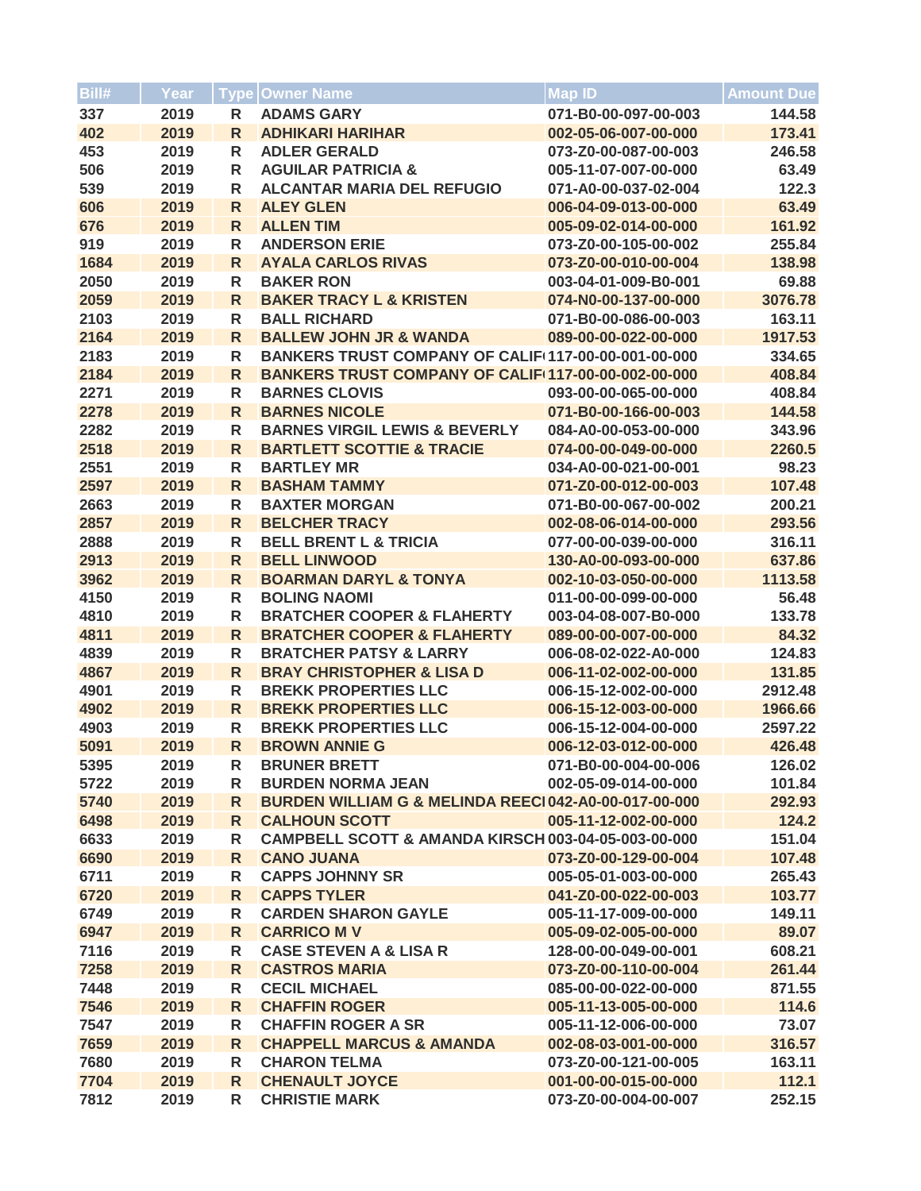| Bill# | Year | Type | Owner Name | Map ID | Amount Due |
|---|---|---|---|---|---|
| 337 | 2019 | R | ADAMS GARY | 071-B0-00-097-00-003 | 144.58 |
| 402 | 2019 | R | ADHIKARI HARIHAR | 002-05-06-007-00-000 | 173.41 |
| 453 | 2019 | R | ADLER GERALD | 073-Z0-00-087-00-003 | 246.58 |
| 506 | 2019 | R | AGUILAR PATRICIA & | 005-11-07-007-00-000 | 63.49 |
| 539 | 2019 | R | ALCANTAR MARIA DEL REFUGIO | 071-A0-00-037-02-004 | 122.3 |
| 606 | 2019 | R | ALEY GLEN | 006-04-09-013-00-000 | 63.49 |
| 676 | 2019 | R | ALLEN TIM | 005-09-02-014-00-000 | 161.92 |
| 919 | 2019 | R | ANDERSON ERIE | 073-Z0-00-105-00-002 | 255.84 |
| 1684 | 2019 | R | AYALA CARLOS RIVAS | 073-Z0-00-010-00-004 | 138.98 |
| 2050 | 2019 | R | BAKER RON | 003-04-01-009-B0-001 | 69.88 |
| 2059 | 2019 | R | BAKER TRACY L & KRISTEN | 074-N0-00-137-00-000 | 3076.78 |
| 2103 | 2019 | R | BALL RICHARD | 071-B0-00-086-00-003 | 163.11 |
| 2164 | 2019 | R | BALLEW JOHN JR & WANDA | 089-00-00-022-00-000 | 1917.53 |
| 2183 | 2019 | R | BANKERS TRUST COMPANY OF CALIF | 117-00-00-001-00-000 | 334.65 |
| 2184 | 2019 | R | BANKERS TRUST COMPANY OF CALIF | 117-00-00-002-00-000 | 408.84 |
| 2271 | 2019 | R | BARNES CLOVIS | 093-00-00-065-00-000 | 408.84 |
| 2278 | 2019 | R | BARNES NICOLE | 071-B0-00-166-00-003 | 144.58 |
| 2282 | 2019 | R | BARNES VIRGIL LEWIS & BEVERLY | 084-A0-00-053-00-000 | 343.96 |
| 2518 | 2019 | R | BARTLETT SCOTTIE & TRACIE | 074-00-00-049-00-000 | 2260.5 |
| 2551 | 2019 | R | BARTLEY MR | 034-A0-00-021-00-001 | 98.23 |
| 2597 | 2019 | R | BASHAM TAMMY | 071-Z0-00-012-00-003 | 107.48 |
| 2663 | 2019 | R | BAXTER MORGAN | 071-B0-00-067-00-002 | 200.21 |
| 2857 | 2019 | R | BELCHER TRACY | 002-08-06-014-00-000 | 293.56 |
| 2888 | 2019 | R | BELL BRENT L & TRICIA | 077-00-00-039-00-000 | 316.11 |
| 2913 | 2019 | R | BELL LINWOOD | 130-A0-00-093-00-000 | 637.86 |
| 3962 | 2019 | R | BOARMAN DARYL & TONYA | 002-10-03-050-00-000 | 1113.58 |
| 4150 | 2019 | R | BOLING NAOMI | 011-00-00-099-00-000 | 56.48 |
| 4810 | 2019 | R | BRATCHER COOPER & FLAHERTY | 003-04-08-007-B0-000 | 133.78 |
| 4811 | 2019 | R | BRATCHER COOPER & FLAHERTY | 089-00-00-007-00-000 | 84.32 |
| 4839 | 2019 | R | BRATCHER PATSY & LARRY | 006-08-02-022-A0-000 | 124.83 |
| 4867 | 2019 | R | BRAY CHRISTOPHER & LISA D | 006-11-02-002-00-000 | 131.85 |
| 4901 | 2019 | R | BREKK PROPERTIES LLC | 006-15-12-002-00-000 | 2912.48 |
| 4902 | 2019 | R | BREKK PROPERTIES LLC | 006-15-12-003-00-000 | 1966.66 |
| 4903 | 2019 | R | BREKK PROPERTIES LLC | 006-15-12-004-00-000 | 2597.22 |
| 5091 | 2019 | R | BROWN ANNIE G | 006-12-03-012-00-000 | 426.48 |
| 5395 | 2019 | R | BRUNER BRETT | 071-B0-00-004-00-006 | 126.02 |
| 5722 | 2019 | R | BURDEN NORMA JEAN | 002-05-09-014-00-000 | 101.84 |
| 5740 | 2019 | R | BURDEN WILLIAM G & MELINDA REECI | 042-A0-00-017-00-000 | 292.93 |
| 6498 | 2019 | R | CALHOUN SCOTT | 005-11-12-002-00-000 | 124.2 |
| 6633 | 2019 | R | CAMPBELL SCOTT & AMANDA KIRSCH | 003-04-05-003-00-000 | 151.04 |
| 6690 | 2019 | R | CANO JUANA | 073-Z0-00-129-00-004 | 107.48 |
| 6711 | 2019 | R | CAPPS JOHNNY SR | 005-05-01-003-00-000 | 265.43 |
| 6720 | 2019 | R | CAPPS TYLER | 041-Z0-00-022-00-003 | 103.77 |
| 6749 | 2019 | R | CARDEN SHARON GAYLE | 005-11-17-009-00-000 | 149.11 |
| 6947 | 2019 | R | CARRICO M V | 005-09-02-005-00-000 | 89.07 |
| 7116 | 2019 | R | CASE STEVEN A & LISA R | 128-00-00-049-00-001 | 608.21 |
| 7258 | 2019 | R | CASTROS MARIA | 073-Z0-00-110-00-004 | 261.44 |
| 7448 | 2019 | R | CECIL MICHAEL | 085-00-00-022-00-000 | 871.55 |
| 7546 | 2019 | R | CHAFFIN ROGER | 005-11-13-005-00-000 | 114.6 |
| 7547 | 2019 | R | CHAFFIN ROGER A SR | 005-11-12-006-00-000 | 73.07 |
| 7659 | 2019 | R | CHAPPELL MARCUS & AMANDA | 002-08-03-001-00-000 | 316.57 |
| 7680 | 2019 | R | CHARON TELMA | 073-Z0-00-121-00-005 | 163.11 |
| 7704 | 2019 | R | CHENAULT JOYCE | 001-00-00-015-00-000 | 112.1 |
| 7812 | 2019 | R | CHRISTIE MARK | 073-Z0-00-004-00-007 | 252.15 |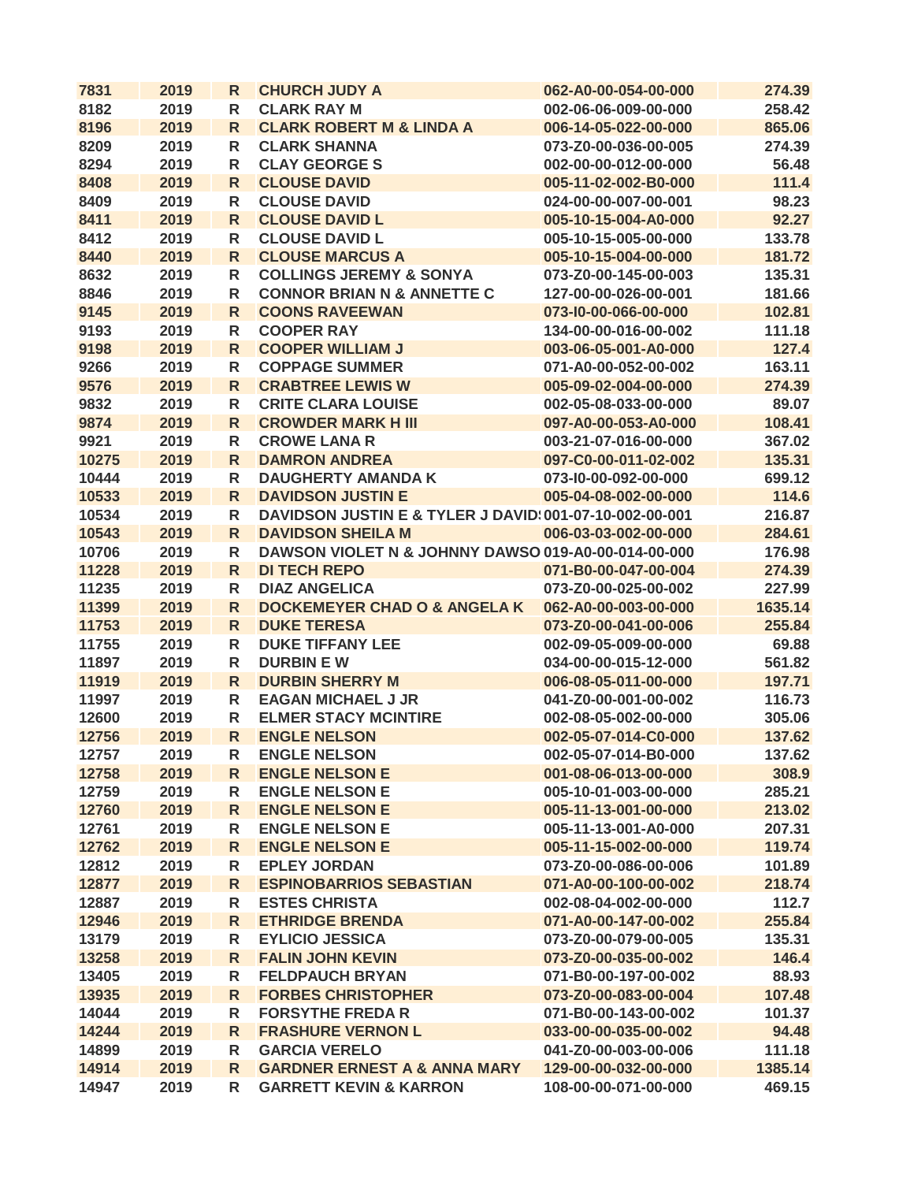| 7831 | 2019 | R | CHURCH JUDY A | 062-A0-00-054-00-000 | 274.39 |
|---|---|---|---|---|---|
| 8182 | 2019 | R | CLARK RAY M | 002-06-06-009-00-000 | 258.42 |
| 8196 | 2019 | R | CLARK ROBERT M & LINDA A | 006-14-05-022-00-000 | 865.06 |
| 8209 | 2019 | R | CLARK SHANNA | 073-Z0-00-036-00-005 | 274.39 |
| 8294 | 2019 | R | CLAY GEORGE S | 002-00-00-012-00-000 | 56.48 |
| 8408 | 2019 | R | CLOUSE DAVID | 005-11-02-002-B0-000 | 111.4 |
| 8409 | 2019 | R | CLOUSE DAVID | 024-00-00-007-00-001 | 98.23 |
| 8411 | 2019 | R | CLOUSE DAVID L | 005-10-15-004-A0-000 | 92.27 |
| 8412 | 2019 | R | CLOUSE DAVID L | 005-10-15-005-00-000 | 133.78 |
| 8440 | 2019 | R | CLOUSE MARCUS A | 005-10-15-004-00-000 | 181.72 |
| 8632 | 2019 | R | COLLINGS JEREMY & SONYA | 073-Z0-00-145-00-003 | 135.31 |
| 8846 | 2019 | R | CONNOR BRIAN N & ANNETTE C | 127-00-00-026-00-001 | 181.66 |
| 9145 | 2019 | R | COONS RAVEEWAN | 073-I0-00-066-00-000 | 102.81 |
| 9193 | 2019 | R | COOPER RAY | 134-00-00-016-00-002 | 111.18 |
| 9198 | 2019 | R | COOPER WILLIAM J | 003-06-05-001-A0-000 | 127.4 |
| 9266 | 2019 | R | COPPAGE SUMMER | 071-A0-00-052-00-002 | 163.11 |
| 9576 | 2019 | R | CRABTREE LEWIS W | 005-09-02-004-00-000 | 274.39 |
| 9832 | 2019 | R | CRITE CLARA LOUISE | 002-05-08-033-00-000 | 89.07 |
| 9874 | 2019 | R | CROWDER MARK H III | 097-A0-00-053-A0-000 | 108.41 |
| 9921 | 2019 | R | CROWE LANA R | 003-21-07-016-00-000 | 367.02 |
| 10275 | 2019 | R | DAMRON ANDREA | 097-C0-00-011-02-002 | 135.31 |
| 10444 | 2019 | R | DAUGHERTY AMANDA K | 073-I0-00-092-00-000 | 699.12 |
| 10533 | 2019 | R | DAVIDSON JUSTIN E | 005-04-08-002-00-000 | 114.6 |
| 10534 | 2019 | R | DAVIDSON JUSTIN E & TYLER J DAVID | 001-07-10-002-00-001 | 216.87 |
| 10543 | 2019 | R | DAVIDSON SHEILA M | 006-03-03-002-00-000 | 284.61 |
| 10706 | 2019 | R | DAWSON VIOLET N & JOHNNY DAWSO | 019-A0-00-014-00-000 | 176.98 |
| 11228 | 2019 | R | DI TECH REPO | 071-B0-00-047-00-004 | 274.39 |
| 11235 | 2019 | R | DIAZ ANGELICA | 073-Z0-00-025-00-002 | 227.99 |
| 11399 | 2019 | R | DOCKEMEYER CHAD O & ANGELA K | 062-A0-00-003-00-000 | 1635.14 |
| 11753 | 2019 | R | DUKE TERESA | 073-Z0-00-041-00-006 | 255.84 |
| 11755 | 2019 | R | DUKE TIFFANY LEE | 002-09-05-009-00-000 | 69.88 |
| 11897 | 2019 | R | DURBIN E W | 034-00-00-015-12-000 | 561.82 |
| 11919 | 2019 | R | DURBIN SHERRY M | 006-08-05-011-00-000 | 197.71 |
| 11997 | 2019 | R | EAGAN MICHAEL J JR | 041-Z0-00-001-00-002 | 116.73 |
| 12600 | 2019 | R | ELMER STACY MCINTIRE | 002-08-05-002-00-000 | 305.06 |
| 12756 | 2019 | R | ENGLE NELSON | 002-05-07-014-C0-000 | 137.62 |
| 12757 | 2019 | R | ENGLE NELSON | 002-05-07-014-B0-000 | 137.62 |
| 12758 | 2019 | R | ENGLE NELSON E | 001-08-06-013-00-000 | 308.9 |
| 12759 | 2019 | R | ENGLE NELSON E | 005-10-01-003-00-000 | 285.21 |
| 12760 | 2019 | R | ENGLE NELSON E | 005-11-13-001-00-000 | 213.02 |
| 12761 | 2019 | R | ENGLE NELSON E | 005-11-13-001-A0-000 | 207.31 |
| 12762 | 2019 | R | ENGLE NELSON E | 005-11-15-002-00-000 | 119.74 |
| 12812 | 2019 | R | EPLEY JORDAN | 073-Z0-00-086-00-006 | 101.89 |
| 12877 | 2019 | R | ESPINOBARRIOS SEBASTIAN | 071-A0-00-100-00-002 | 218.74 |
| 12887 | 2019 | R | ESTES CHRISTA | 002-08-04-002-00-000 | 112.7 |
| 12946 | 2019 | R | ETHRIDGE BRENDA | 071-A0-00-147-00-002 | 255.84 |
| 13179 | 2019 | R | EYLICIO JESSICA | 073-Z0-00-079-00-005 | 135.31 |
| 13258 | 2019 | R | FALIN JOHN KEVIN | 073-Z0-00-035-00-002 | 146.4 |
| 13405 | 2019 | R | FELDPAUCH BRYAN | 071-B0-00-197-00-002 | 88.93 |
| 13935 | 2019 | R | FORBES CHRISTOPHER | 073-Z0-00-083-00-004 | 107.48 |
| 14044 | 2019 | R | FORSYTHE FREDA R | 071-B0-00-143-00-002 | 101.37 |
| 14244 | 2019 | R | FRASHURE VERNON L | 033-00-00-035-00-002 | 94.48 |
| 14899 | 2019 | R | GARCIA VERELO | 041-Z0-00-003-00-006 | 111.18 |
| 14914 | 2019 | R | GARDNER ERNEST A & ANNA MARY | 129-00-00-032-00-000 | 1385.14 |
| 14947 | 2019 | R | GARRETT KEVIN & KARRON | 108-00-00-071-00-000 | 469.15 |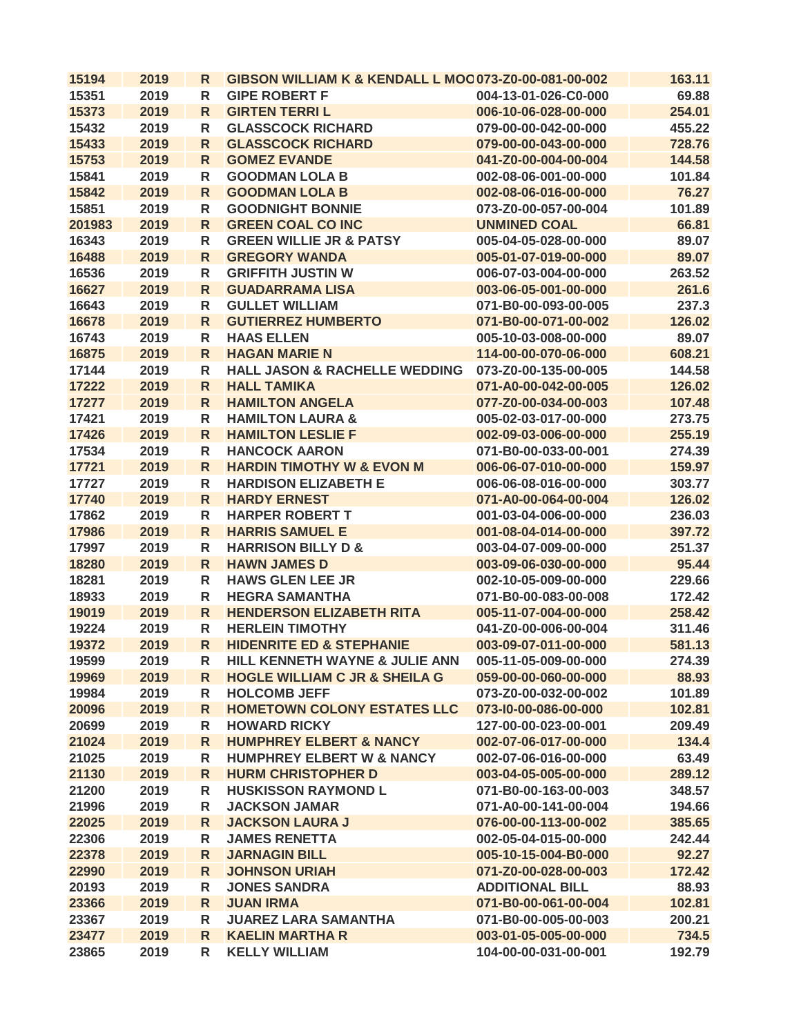| | | | | | |
|---|---|---|---|---|---|
| 15194 | 2019 | R | GIBSON WILLIAM K & KENDALL L MOO | 073-Z0-00-081-00-002 | 163.11 |
| 15351 | 2019 | R | GIPE ROBERT F | 004-13-01-026-C0-000 | 69.88 |
| 15373 | 2019 | R | GIRTEN TERRI L | 006-10-06-028-00-000 | 254.01 |
| 15432 | 2019 | R | GLASSCOCK RICHARD | 079-00-00-042-00-000 | 455.22 |
| 15433 | 2019 | R | GLASSCOCK RICHARD | 079-00-00-043-00-000 | 728.76 |
| 15753 | 2019 | R | GOMEZ EVANDE | 041-Z0-00-004-00-004 | 144.58 |
| 15841 | 2019 | R | GOODMAN LOLA B | 002-08-06-001-00-000 | 101.84 |
| 15842 | 2019 | R | GOODMAN LOLA B | 002-08-06-016-00-000 | 76.27 |
| 15851 | 2019 | R | GOODNIGHT BONNIE | 073-Z0-00-057-00-004 | 101.89 |
| 201983 | 2019 | R | GREEN COAL CO INC | UNMINED COAL | 66.81 |
| 16343 | 2019 | R | GREEN WILLIE JR & PATSY | 005-04-05-028-00-000 | 89.07 |
| 16488 | 2019 | R | GREGORY WANDA | 005-01-07-019-00-000 | 89.07 |
| 16536 | 2019 | R | GRIFFITH JUSTIN W | 006-07-03-004-00-000 | 263.52 |
| 16627 | 2019 | R | GUADARRAMA LISA | 003-06-05-001-00-000 | 261.6 |
| 16643 | 2019 | R | GULLET WILLIAM | 071-B0-00-093-00-005 | 237.3 |
| 16678 | 2019 | R | GUTIERREZ HUMBERTO | 071-B0-00-071-00-002 | 126.02 |
| 16743 | 2019 | R | HAAS ELLEN | 005-10-03-008-00-000 | 89.07 |
| 16875 | 2019 | R | HAGAN MARIE N | 114-00-00-070-06-000 | 608.21 |
| 17144 | 2019 | R | HALL JASON & RACHELLE WEDDING | 073-Z0-00-135-00-005 | 144.58 |
| 17222 | 2019 | R | HALL TAMIKA | 071-A0-00-042-00-005 | 126.02 |
| 17277 | 2019 | R | HAMILTON ANGELA | 077-Z0-00-034-00-003 | 107.48 |
| 17421 | 2019 | R | HAMILTON LAURA & | 005-02-03-017-00-000 | 273.75 |
| 17426 | 2019 | R | HAMILTON LESLIE F | 002-09-03-006-00-000 | 255.19 |
| 17534 | 2019 | R | HANCOCK AARON | 071-B0-00-033-00-001 | 274.39 |
| 17721 | 2019 | R | HARDIN TIMOTHY W & EVON M | 006-06-07-010-00-000 | 159.97 |
| 17727 | 2019 | R | HARDISON ELIZABETH E | 006-06-08-016-00-000 | 303.77 |
| 17740 | 2019 | R | HARDY ERNEST | 071-A0-00-064-00-004 | 126.02 |
| 17862 | 2019 | R | HARPER ROBERT T | 001-03-04-006-00-000 | 236.03 |
| 17986 | 2019 | R | HARRIS SAMUEL E | 001-08-04-014-00-000 | 397.72 |
| 17997 | 2019 | R | HARRISON BILLY D & | 003-04-07-009-00-000 | 251.37 |
| 18280 | 2019 | R | HAWN JAMES D | 003-09-06-030-00-000 | 95.44 |
| 18281 | 2019 | R | HAWS GLEN LEE JR | 002-10-05-009-00-000 | 229.66 |
| 18933 | 2019 | R | HEGRA SAMANTHA | 071-B0-00-083-00-008 | 172.42 |
| 19019 | 2019 | R | HENDERSON ELIZABETH RITA | 005-11-07-004-00-000 | 258.42 |
| 19224 | 2019 | R | HERLEIN TIMOTHY | 041-Z0-00-006-00-004 | 311.46 |
| 19372 | 2019 | R | HIDENRITE ED & STEPHANIE | 003-09-07-011-00-000 | 581.13 |
| 19599 | 2019 | R | HILL KENNETH WAYNE & JULIE ANN | 005-11-05-009-00-000 | 274.39 |
| 19969 | 2019 | R | HOGLE WILLIAM C JR & SHEILA G | 059-00-00-060-00-000 | 88.93 |
| 19984 | 2019 | R | HOLCOMB JEFF | 073-Z0-00-032-00-002 | 101.89 |
| 20096 | 2019 | R | HOMETOWN COLONY ESTATES LLC | 073-I0-00-086-00-000 | 102.81 |
| 20699 | 2019 | R | HOWARD RICKY | 127-00-00-023-00-001 | 209.49 |
| 21024 | 2019 | R | HUMPHREY ELBERT & NANCY | 002-07-06-017-00-000 | 134.4 |
| 21025 | 2019 | R | HUMPHREY ELBERT W & NANCY | 002-07-06-016-00-000 | 63.49 |
| 21130 | 2019 | R | HURM CHRISTOPHER D | 003-04-05-005-00-000 | 289.12 |
| 21200 | 2019 | R | HUSKISSON RAYMOND L | 071-B0-00-163-00-003 | 348.57 |
| 21996 | 2019 | R | JACKSON JAMAR | 071-A0-00-141-00-004 | 194.66 |
| 22025 | 2019 | R | JACKSON LAURA J | 076-00-00-113-00-002 | 385.65 |
| 22306 | 2019 | R | JAMES RENETTA | 002-05-04-015-00-000 | 242.44 |
| 22378 | 2019 | R | JARNAGIN BILL | 005-10-15-004-B0-000 | 92.27 |
| 22990 | 2019 | R | JOHNSON URIAH | 071-Z0-00-028-00-003 | 172.42 |
| 20193 | 2019 | R | JONES SANDRA | ADDITIONAL BILL | 88.93 |
| 23366 | 2019 | R | JUAN IRMA | 071-B0-00-061-00-004 | 102.81 |
| 23367 | 2019 | R | JUAREZ LARA SAMANTHA | 071-B0-00-005-00-003 | 200.21 |
| 23477 | 2019 | R | KAELIN MARTHA R | 003-01-05-005-00-000 | 734.5 |
| 23865 | 2019 | R | KELLY WILLIAM | 104-00-00-031-00-001 | 192.79 |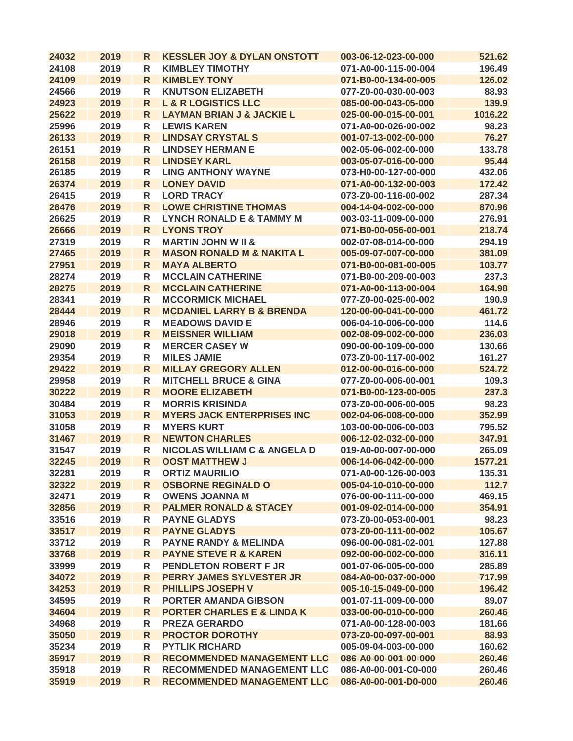| | | | | | |
|---|---|---|---|---|---|
| 24032 | 2019 | R | KESSLER JOY & DYLAN ONSTOTT | 003-06-12-023-00-000 | 521.62 |
| 24108 | 2019 | R | KIMBLEY TIMOTHY | 071-A0-00-115-00-004 | 196.49 |
| 24109 | 2019 | R | KIMBLEY TONY | 071-B0-00-134-00-005 | 126.02 |
| 24566 | 2019 | R | KNUTSON ELIZABETH | 077-Z0-00-030-00-003 | 88.93 |
| 24923 | 2019 | R | L & R LOGISTICS LLC | 085-00-00-043-05-000 | 139.9 |
| 25622 | 2019 | R | LAYMAN BRIAN J & JACKIE L | 025-00-00-015-00-001 | 1016.22 |
| 25996 | 2019 | R | LEWIS KAREN | 071-A0-00-026-00-002 | 98.23 |
| 26133 | 2019 | R | LINDSAY CRYSTAL S | 001-07-13-002-00-000 | 76.27 |
| 26151 | 2019 | R | LINDSEY HERMAN E | 002-05-06-002-00-000 | 133.78 |
| 26158 | 2019 | R | LINDSEY KARL | 003-05-07-016-00-000 | 95.44 |
| 26185 | 2019 | R | LING ANTHONY WAYNE | 073-H0-00-127-00-000 | 432.06 |
| 26374 | 2019 | R | LONEY DAVID | 071-A0-00-132-00-003 | 172.42 |
| 26415 | 2019 | R | LORD TRACY | 073-Z0-00-116-00-002 | 287.34 |
| 26476 | 2019 | R | LOWE CHRISTINE THOMAS | 004-14-04-002-00-000 | 870.96 |
| 26625 | 2019 | R | LYNCH RONALD E & TAMMY M | 003-03-11-009-00-000 | 276.91 |
| 26666 | 2019 | R | LYONS TROY | 071-B0-00-056-00-001 | 218.74 |
| 27319 | 2019 | R | MARTIN JOHN W II & | 002-07-08-014-00-000 | 294.19 |
| 27465 | 2019 | R | MASON RONALD M & NAKITA L | 005-09-07-007-00-000 | 381.09 |
| 27951 | 2019 | R | MAYA ALBERTO | 071-B0-00-081-00-005 | 103.77 |
| 28274 | 2019 | R | MCCLAIN CATHERINE | 071-B0-00-209-00-003 | 237.3 |
| 28275 | 2019 | R | MCCLAIN CATHERINE | 071-A0-00-113-00-004 | 164.98 |
| 28341 | 2019 | R | MCCORMICK MICHAEL | 077-Z0-00-025-00-002 | 190.9 |
| 28444 | 2019 | R | MCDANIEL LARRY B & BRENDA | 120-00-00-041-00-000 | 461.72 |
| 28946 | 2019 | R | MEADOWS DAVID E | 006-04-10-006-00-000 | 114.6 |
| 29018 | 2019 | R | MEISSNER WILLIAM | 002-08-09-002-00-000 | 236.03 |
| 29090 | 2019 | R | MERCER CASEY W | 090-00-00-109-00-000 | 130.66 |
| 29354 | 2019 | R | MILES JAMIE | 073-Z0-00-117-00-002 | 161.27 |
| 29422 | 2019 | R | MILLAY GREGORY ALLEN | 012-00-00-016-00-000 | 524.72 |
| 29958 | 2019 | R | MITCHELL BRUCE & GINA | 077-Z0-00-006-00-001 | 109.3 |
| 30222 | 2019 | R | MOORE ELIZABETH | 071-B0-00-123-00-005 | 237.3 |
| 30484 | 2019 | R | MORRIS KRISINDA | 073-Z0-00-006-00-005 | 98.23 |
| 31053 | 2019 | R | MYERS JACK ENTERPRISES INC | 002-04-06-008-00-000 | 352.99 |
| 31058 | 2019 | R | MYERS KURT | 103-00-00-006-00-003 | 795.52 |
| 31467 | 2019 | R | NEWTON CHARLES | 006-12-02-032-00-000 | 347.91 |
| 31547 | 2019 | R | NICOLAS WILLIAM C & ANGELA D | 019-A0-00-007-00-000 | 265.09 |
| 32245 | 2019 | R | OOST MATTHEW J | 006-14-06-042-00-000 | 1577.21 |
| 32281 | 2019 | R | ORTIZ MAURILIO | 071-A0-00-126-00-003 | 135.31 |
| 32322 | 2019 | R | OSBORNE REGINALD O | 005-04-10-010-00-000 | 112.7 |
| 32471 | 2019 | R | OWENS JOANNA M | 076-00-00-111-00-000 | 469.15 |
| 32856 | 2019 | R | PALMER RONALD & STACEY | 001-09-02-014-00-000 | 354.91 |
| 33516 | 2019 | R | PAYNE GLADYS | 073-Z0-00-053-00-001 | 98.23 |
| 33517 | 2019 | R | PAYNE GLADYS | 073-Z0-00-111-00-002 | 105.67 |
| 33712 | 2019 | R | PAYNE RANDY & MELINDA | 096-00-00-081-02-001 | 127.88 |
| 33768 | 2019 | R | PAYNE STEVE R & KAREN | 092-00-00-002-00-000 | 316.11 |
| 33999 | 2019 | R | PENDLETON ROBERT F JR | 001-07-06-005-00-000 | 285.89 |
| 34072 | 2019 | R | PERRY JAMES SYLVESTER JR | 084-A0-00-037-00-000 | 717.99 |
| 34253 | 2019 | R | PHILLIPS JOSEPH V | 005-10-15-049-00-000 | 196.42 |
| 34595 | 2019 | R | PORTER AMANDA GIBSON | 001-07-11-009-00-000 | 89.07 |
| 34604 | 2019 | R | PORTER CHARLES E & LINDA K | 033-00-00-010-00-000 | 260.46 |
| 34968 | 2019 | R | PREZA GERARDO | 071-A0-00-128-00-003 | 181.66 |
| 35050 | 2019 | R | PROCTOR DOROTHY | 073-Z0-00-097-00-001 | 88.93 |
| 35234 | 2019 | R | PYTLIK RICHARD | 005-09-04-003-00-000 | 160.62 |
| 35917 | 2019 | R | RECOMMENDED MANAGEMENT LLC | 086-A0-00-001-00-000 | 260.46 |
| 35918 | 2019 | R | RECOMMENDED MANAGEMENT LLC | 086-A0-00-001-C0-000 | 260.46 |
| 35919 | 2019 | R | RECOMMENDED MANAGEMENT LLC | 086-A0-00-001-D0-000 | 260.46 |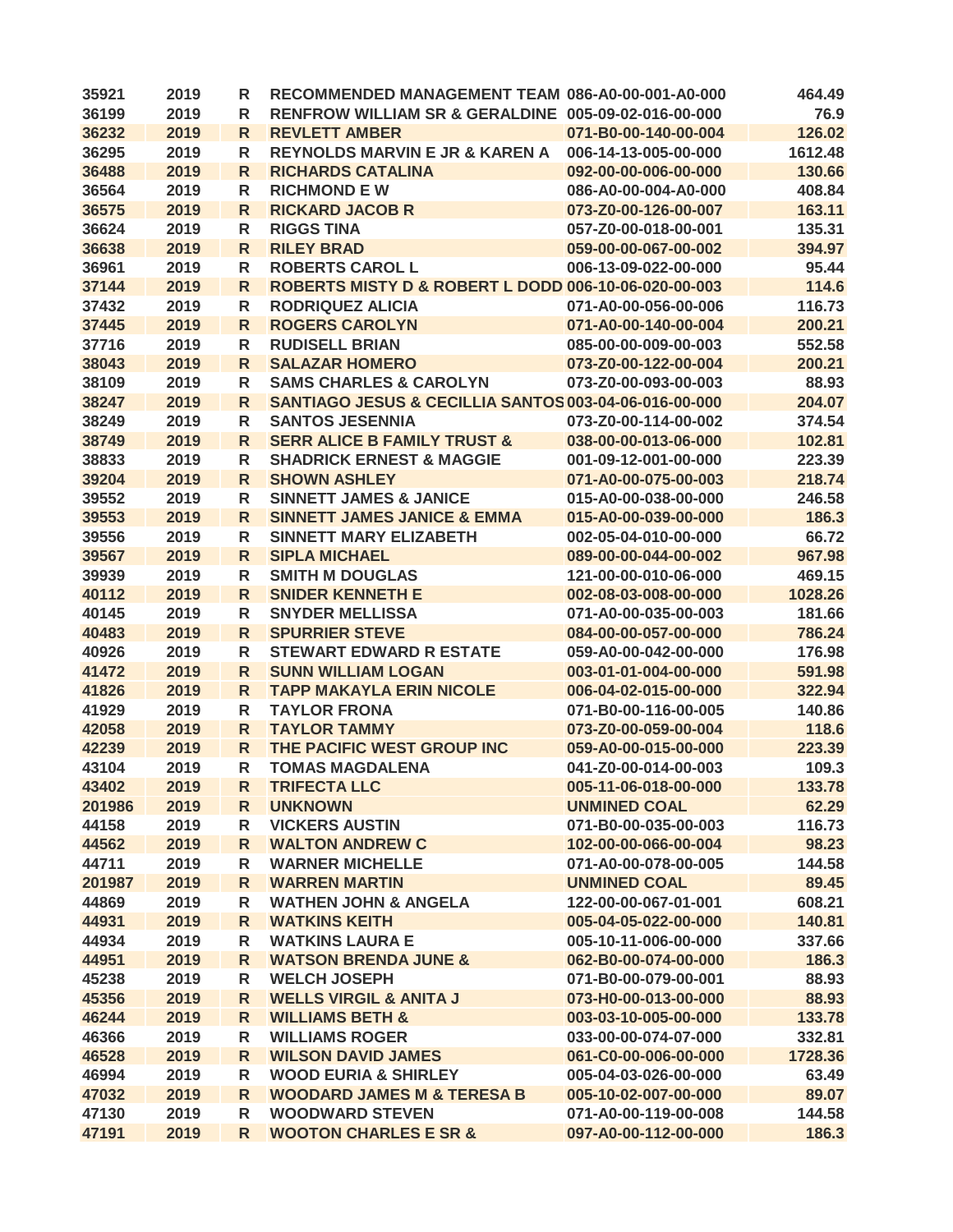| | | | | | |
|---|---|---|---|---|---|
| 35921 | 2019 | R | RECOMMENDED MANAGEMENT TEAM | 086-A0-00-001-A0-000 | 464.49 |
| 36199 | 2019 | R | RENFROW WILLIAM SR & GERALDINE | 005-09-02-016-00-000 | 76.9 |
| 36232 | 2019 | R | REVLETT AMBER | 071-B0-00-140-00-004 | 126.02 |
| 36295 | 2019 | R | REYNOLDS MARVIN E JR & KAREN A | 006-14-13-005-00-000 | 1612.48 |
| 36488 | 2019 | R | RICHARDS CATALINA | 092-00-00-006-00-000 | 130.66 |
| 36564 | 2019 | R | RICHMOND E W | 086-A0-00-004-A0-000 | 408.84 |
| 36575 | 2019 | R | RICKARD JACOB R | 073-Z0-00-126-00-007 | 163.11 |
| 36624 | 2019 | R | RIGGS TINA | 057-Z0-00-018-00-001 | 135.31 |
| 36638 | 2019 | R | RILEY BRAD | 059-00-00-067-00-002 | 394.97 |
| 36961 | 2019 | R | ROBERTS CAROL L | 006-13-09-022-00-000 | 95.44 |
| 37144 | 2019 | R | ROBERTS MISTY D & ROBERT L DODD | 006-10-06-020-00-003 | 114.6 |
| 37432 | 2019 | R | RODRIQUEZ ALICIA | 071-A0-00-056-00-006 | 116.73 |
| 37445 | 2019 | R | ROGERS CAROLYN | 071-A0-00-140-00-004 | 200.21 |
| 37716 | 2019 | R | RUDISELL BRIAN | 085-00-00-009-00-003 | 552.58 |
| 38043 | 2019 | R | SALAZAR HOMERO | 073-Z0-00-122-00-004 | 200.21 |
| 38109 | 2019 | R | SAMS CHARLES & CAROLYN | 073-Z0-00-093-00-003 | 88.93 |
| 38247 | 2019 | R | SANTIAGO JESUS & CECILLIA SANTOS | 003-04-06-016-00-000 | 204.07 |
| 38249 | 2019 | R | SANTOS JESENNIA | 073-Z0-00-114-00-002 | 374.54 |
| 38749 | 2019 | R | SERR ALICE B FAMILY TRUST & | 038-00-00-013-06-000 | 102.81 |
| 38833 | 2019 | R | SHADRICK ERNEST & MAGGIE | 001-09-12-001-00-000 | 223.39 |
| 39204 | 2019 | R | SHOWN ASHLEY | 071-A0-00-075-00-003 | 218.74 |
| 39552 | 2019 | R | SINNETT JAMES & JANICE | 015-A0-00-038-00-000 | 246.58 |
| 39553 | 2019 | R | SINNETT JAMES JANICE & EMMA | 015-A0-00-039-00-000 | 186.3 |
| 39556 | 2019 | R | SINNETT MARY ELIZABETH | 002-05-04-010-00-000 | 66.72 |
| 39567 | 2019 | R | SIPLA MICHAEL | 089-00-00-044-00-002 | 967.98 |
| 39939 | 2019 | R | SMITH M DOUGLAS | 121-00-00-010-06-000 | 469.15 |
| 40112 | 2019 | R | SNIDER KENNETH E | 002-08-03-008-00-000 | 1028.26 |
| 40145 | 2019 | R | SNYDER MELLISSA | 071-A0-00-035-00-003 | 181.66 |
| 40483 | 2019 | R | SPURRIER STEVE | 084-00-00-057-00-000 | 786.24 |
| 40926 | 2019 | R | STEWART EDWARD R ESTATE | 059-A0-00-042-00-000 | 176.98 |
| 41472 | 2019 | R | SUNN WILLIAM LOGAN | 003-01-01-004-00-000 | 591.98 |
| 41826 | 2019 | R | TAPP MAKAYLA ERIN NICOLE | 006-04-02-015-00-000 | 322.94 |
| 41929 | 2019 | R | TAYLOR FRONA | 071-B0-00-116-00-005 | 140.86 |
| 42058 | 2019 | R | TAYLOR TAMMY | 073-Z0-00-059-00-004 | 118.6 |
| 42239 | 2019 | R | THE PACIFIC WEST GROUP INC | 059-A0-00-015-00-000 | 223.39 |
| 43104 | 2019 | R | TOMAS MAGDALENA | 041-Z0-00-014-00-003 | 109.3 |
| 43402 | 2019 | R | TRIFECTA LLC | 005-11-06-018-00-000 | 133.78 |
| 201986 | 2019 | R | UNKNOWN | UNMINED COAL | 62.29 |
| 44158 | 2019 | R | VICKERS AUSTIN | 071-B0-00-035-00-003 | 116.73 |
| 44562 | 2019 | R | WALTON ANDREW C | 102-00-00-066-00-004 | 98.23 |
| 44711 | 2019 | R | WARNER MICHELLE | 071-A0-00-078-00-005 | 144.58 |
| 201987 | 2019 | R | WARREN MARTIN | UNMINED COAL | 89.45 |
| 44869 | 2019 | R | WATHEN JOHN & ANGELA | 122-00-00-067-01-001 | 608.21 |
| 44931 | 2019 | R | WATKINS KEITH | 005-04-05-022-00-000 | 140.81 |
| 44934 | 2019 | R | WATKINS LAURA E | 005-10-11-006-00-000 | 337.66 |
| 44951 | 2019 | R | WATSON BRENDA JUNE & | 062-B0-00-074-00-000 | 186.3 |
| 45238 | 2019 | R | WELCH JOSEPH | 071-B0-00-079-00-001 | 88.93 |
| 45356 | 2019 | R | WELLS VIRGIL & ANITA J | 073-H0-00-013-00-000 | 88.93 |
| 46244 | 2019 | R | WILLIAMS BETH & | 003-03-10-005-00-000 | 133.78 |
| 46366 | 2019 | R | WILLIAMS ROGER | 033-00-00-074-07-000 | 332.81 |
| 46528 | 2019 | R | WILSON DAVID JAMES | 061-C0-00-006-00-000 | 1728.36 |
| 46994 | 2019 | R | WOOD EURIA & SHIRLEY | 005-04-03-026-00-000 | 63.49 |
| 47032 | 2019 | R | WOODARD JAMES M & TERESA B | 005-10-02-007-00-000 | 89.07 |
| 47130 | 2019 | R | WOODWARD STEVEN | 071-A0-00-119-00-008 | 144.58 |
| 47191 | 2019 | R | WOOTON CHARLES E SR & | 097-A0-00-112-00-000 | 186.3 |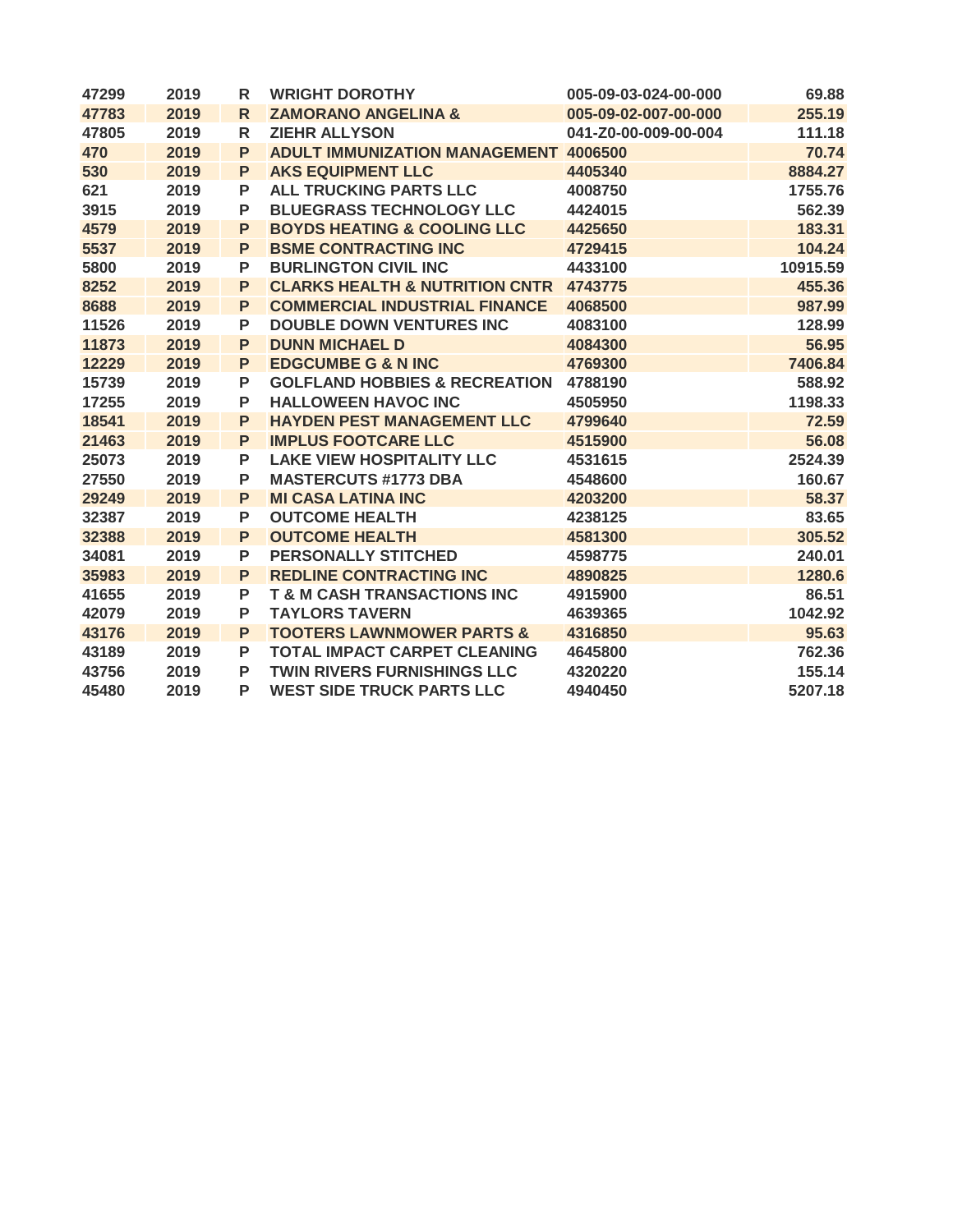| | | | | | |
|---|---|---|---|---|---|
| 47299 | 2019 | R | WRIGHT DOROTHY | 005-09-03-024-00-000 | 69.88 |
| 47783 | 2019 | R | ZAMORANO ANGELINA & | 005-09-02-007-00-000 | 255.19 |
| 47805 | 2019 | R | ZIEHR ALLYSON | 041-Z0-00-009-00-004 | 111.18 |
| 470 | 2019 | P | ADULT IMMUNIZATION MANAGEMENT | 4006500 | 70.74 |
| 530 | 2019 | P | AKS EQUIPMENT LLC | 4405340 | 8884.27 |
| 621 | 2019 | P | ALL TRUCKING PARTS LLC | 4008750 | 1755.76 |
| 3915 | 2019 | P | BLUEGRASS TECHNOLOGY LLC | 4424015 | 562.39 |
| 4579 | 2019 | P | BOYDS HEATING & COOLING LLC | 4425650 | 183.31 |
| 5537 | 2019 | P | BSME CONTRACTING INC | 4729415 | 104.24 |
| 5800 | 2019 | P | BURLINGTON CIVIL INC | 4433100 | 10915.59 |
| 8252 | 2019 | P | CLARKS HEALTH & NUTRITION CNTR | 4743775 | 455.36 |
| 8688 | 2019 | P | COMMERCIAL INDUSTRIAL FINANCE | 4068500 | 987.99 |
| 11526 | 2019 | P | DOUBLE DOWN VENTURES INC | 4083100 | 128.99 |
| 11873 | 2019 | P | DUNN MICHAEL D | 4084300 | 56.95 |
| 12229 | 2019 | P | EDGCUMBE G & N INC | 4769300 | 7406.84 |
| 15739 | 2019 | P | GOLFLAND HOBBIES & RECREATION | 4788190 | 588.92 |
| 17255 | 2019 | P | HALLOWEEN HAVOC INC | 4505950 | 1198.33 |
| 18541 | 2019 | P | HAYDEN PEST MANAGEMENT LLC | 4799640 | 72.59 |
| 21463 | 2019 | P | IMPLUS FOOTCARE LLC | 4515900 | 56.08 |
| 25073 | 2019 | P | LAKE VIEW HOSPITALITY LLC | 4531615 | 2524.39 |
| 27550 | 2019 | P | MASTERCUTS #1773 DBA | 4548600 | 160.67 |
| 29249 | 2019 | P | MI CASA LATINA INC | 4203200 | 58.37 |
| 32387 | 2019 | P | OUTCOME HEALTH | 4238125 | 83.65 |
| 32388 | 2019 | P | OUTCOME HEALTH | 4581300 | 305.52 |
| 34081 | 2019 | P | PERSONALLY STITCHED | 4598775 | 240.01 |
| 35983 | 2019 | P | REDLINE CONTRACTING INC | 4890825 | 1280.6 |
| 41655 | 2019 | P | T & M CASH TRANSACTIONS INC | 4915900 | 86.51 |
| 42079 | 2019 | P | TAYLORS TAVERN | 4639365 | 1042.92 |
| 43176 | 2019 | P | TOOTERS LAWNMOWER PARTS & | 4316850 | 95.63 |
| 43189 | 2019 | P | TOTAL IMPACT CARPET CLEANING | 4645800 | 762.36 |
| 43756 | 2019 | P | TWIN RIVERS FURNISHINGS LLC | 4320220 | 155.14 |
| 45480 | 2019 | P | WEST SIDE TRUCK PARTS LLC | 4940450 | 5207.18 |